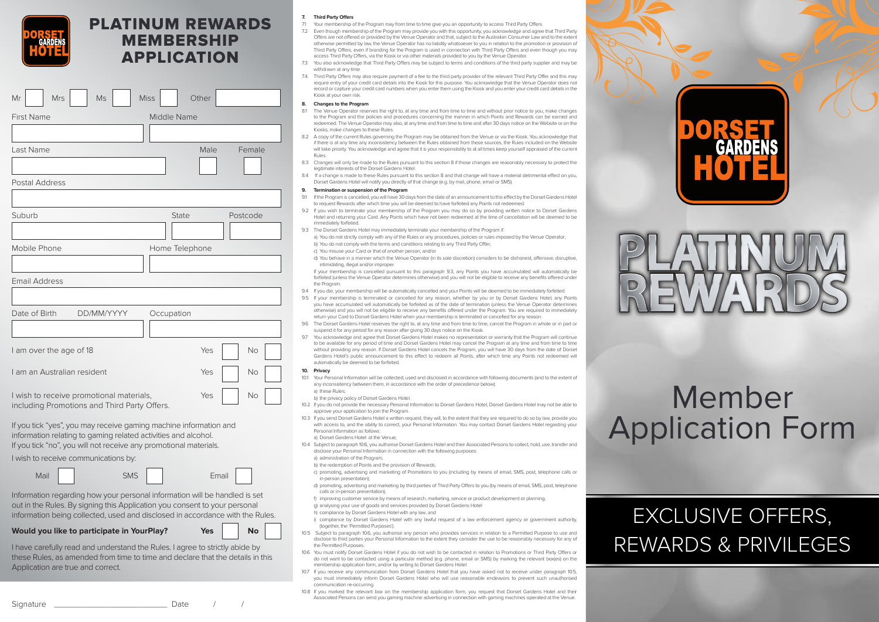DORSET GARDENS HOTEL

# PLATINUM REWARDS MEMBERSHIP APPLICATION

Mr ☐ Mrs ☐ Ms ☐ Miss ☐ Other ________

First Name ________ Middle Name ________

Last Name ________ Male ☐ Female ☐

Postal Address ________

Suburb ________ State ________ Postcode ________

Mobile Phone ________ Home Telephone ________

Email Address ________

Date of Birth DD/MM/YYYY ________ Occupation ________

I am over the age of 18 Yes ☐ No ☐

I am an Australian resident Yes ☐ No ☐

I wish to receive promotional materials, including Promotions and Third Party Offers. Yes ☐ No ☐

If you tick "yes", you may receive gaming machine information and information relating to gaming related activities and alcohol.
If you tick "no", you will not receive any promotional materials.

I wish to receive communications by:

Mail ☐ SMS ☐ Email ☐

Information regarding how your personal information will be handled is set out in the Rules. By signing this Application you consent to your personal information being collected, used and disclosed in accordance with the Rules.

**Would you like to participate in YourPlay?** **Yes** ☐ **No** ☐

I have carefully read and understand the Rules. I agree to strictly abide by these Rules, as amended from time to time and declare that the details in this Application are true and correct.

Signature ____________________ Date / /

**7. Third Party Offers**

7.1 Your membership of the Program may from time to time give you an opportunity to access Third Party Offers.

7.2 Even though membership of the Program may provide you with this opportunity, you acknowledge and agree that Third Party Offers are not offered or provided by the Venue Operator and that, subject to the Australian Consumer Law and to the extent otherwise permitted by law, the Venue Operator has no liability whatsoever to you in relation to the promotion or provision of Third Party Offers, even if branding for the Program is used in connection with Third Party Offers and even though you may access Third Party Offers, via the Kiosk or via other materials provided to you by the Venue Operator.

7.3 You also acknowledge that Third Party Offers may be subject to terms and conditions of the third party supplier and may be withdrawn at any time.

7.4 Third Party Offers may also require payment of a fee to the third party provider of the relevant Third Party Offer and this may require entry of your credit card details into the Kiosk for this purpose. You acknowledge that the Venue Operator does not record or capture your credit card numbers when you enter them using the Kiosk and you enter your credit card details in the Kiosk at your own risk.

**8. Changes to the Program**

8.1 The Venue Operator reserves the right to, at any time and from time to time and without prior notice to you, make changes to the Program and the policies and procedures concerning the manner in which Points and Rewards can be earned and redeemed. The Venue Operator may also, at any time and from time to time and after 30 days notice on the Website or on the Kiosks, make changes to these Rules.

8.2 A copy of the current Rules governing the Program may be obtained from the Venue or via the Kiosk. You acknowledge that if there is at any time any inconsistency between the Rules obtained from these sources, the Rules included on the Website will take priority. You acknowledge and agree that it is your responsibility to at all times keep yourself appraised of the current Rules.

8.3 Changes will only be made to the Rules pursuant to this section 8 if those changes are reasonably necessary to protect the legitimate interests of the Dorset Gardens Hotel.

8.4 If a change is made to these Rules pursuant to this section 8 and that change will have a material detrimental effect on you, Dorset Gardens Hotel will notify you directly of that change (e.g. by mail, phone, email or SMS).

**9. Termination or suspension of the Program**

9.1 If the Program is cancelled, you will have 30 days from the date of an announcement to this effect by the Dorset Gardens Hotel to request Rewards after which time you will be deemed to have forfeited any Points not redeemed.

9.2 If you wish to terminate your membership of the Program you may do so by providing written notice to Dorset Gardens Hotel and returning your Card. Any Points which have not been redeemed at the time of cancellation will be deemed to be immediately forfeited.

9.3 The Dorset Gardens Hotel may immediately terminate your membership of the Program if:

a) You do not strictly comply with any of the Rules or any procedures, policies or rules imposed by the Venue Operator;
b) You do not comply with the terms and conditions relating to any Third Party Offer;
c) You misuse your Card or that of another person; and/or
d) You behave in a manner which the Venue Operator (in its sole discretion) considers to be dishonest, offensive, disruptive, intimidating, illegal and/or improper.

If your membership is cancelled pursuant to this paragraph 9.3, any Points you have accumulated will automatically be forfeited (unless the Venue Operator determines otherwise) and you will not be eligible to receive any benefits offered under the Program.

9.4 If you die, your membership will be automatically cancelled and your Points will be deemed to be immediately forfeited.

9.5 If your membership is terminated or cancelled for any reason, whether by you or by Dorset Gardens Hotel, any Points you have accumulated will automatically be forfeited as of the date of termination (unless the Venue Operator determines otherwise) and you will not be eligible to receive any benefits offered under the Program. You are required to immediately return your Card to Dorset Gardens Hotel when your membership is terminated or cancelled for any reason.

9.6 The Dorset Gardens Hotel reserves the right to, at any time and from time to time, cancel the Program in whole or in part or suspend it for any period for any reason after giving 30 days notice on the Kiosk.

9.7 You acknowledge and agree that Dorset Gardens Hotel makes no representation or warranty that the Program will continue to be available for any period of time and Dorset Gardens Hotel may cancel the Program at any time and from time to time without providing any reason. If Dorset Gardens Hotel cancels the Program, you will have 30 days from the date of Dorset Gardens Hotel's public announcement to this effect to redeem all Points, after which time any Points not redeemed will automatically be deemed to be forfeited.

**10. Privacy**

10.1 Your Personal Information will be collected, used and disclosed in accordance with following documents (and to the extent of any inconsistency between them, in accordance with the order of precedence below):

a) these Rules;
b) the privacy policy of Dorset Gardens Hotel.

10.2 If you do not provide the necessary Personal Information to Dorset Gardens Hotel, Dorset Gardens Hotel may not be able to approve your application to join the Program.

10.3 If you send Dorset Gardens Hotel a written request, they will, to the extent that they are required to do so by law, provide you with access to, and the ability to correct, your Personal Information. You may contact Dorset Gardens Hotel regarding your Personal Information as follows:

a) Dorset Gardens Hotel: at the Venue;

10.4 Subject to paragraph 10.6, you authorise Dorset Gardens Hotel and their Associated Persons to collect, hold, use, transfer and disclose your Personal Information in connection with the following purposes:

a) administration of the Program;
b) the redemption of Points and the provision of Rewards;
c) promoting, advertising and marketing of Promotions to you (including by means of email, SMS, post, telephone calls or in-person presentation);
d) promoting, advertising and marketing by third parties of Third Party Offers to you (by means of email, SMS, post, telephone calls or in-person presentation);
f) improving customer service by means of research, marketing, service or product development or planning;
g) analysing your use of goods and services provided by Dorset Gardens Hotel
h) compliance by Dorset Gardens Hotel with any law; and
i) compliance by Dorset Gardens Hotel with any lawful request of a law enforcement agency or government authority, (together, the 'Permitted Purposes').

10.5 Subject to paragraph 10.6, you authorise any person who provides services in relation to a Permitted Purpose to use and disclose to third parties your Personal Information to the extent they consider the use to be reasonably necessary for any of the Permitted Purposes.

10.6 You must notify Dorset Gardens Hotel if you do not wish to be contacted in relation to Promotions or Third Party Offers or do not want to be contacted using a particular method (e.g. phone, email or SMS) by marking the relevant box(es) on the membership application form, and/or by writing to Dorset Gardens Hotel.

10.7 If you receive any communication from Dorset Gardens Hotel that you have asked not to receive under paragraph 10.5, you must immediately inform Dorset Gardens Hotel who will use reasonable endeavors to prevent such unauthorised communication re-occurring.

10.8 If you marked the relevant box on the membership application form, you request that Dorset Gardens Hotel and their Associated Persons can send you gaming machine advertising in connection with gaming machines operated at the Venue.

DORSET GARDENS HOTEL

# PLATINUM REWARDS

## Member Application Form

EXCLUSIVE OFFERS, REWARDS & PRIVILEGES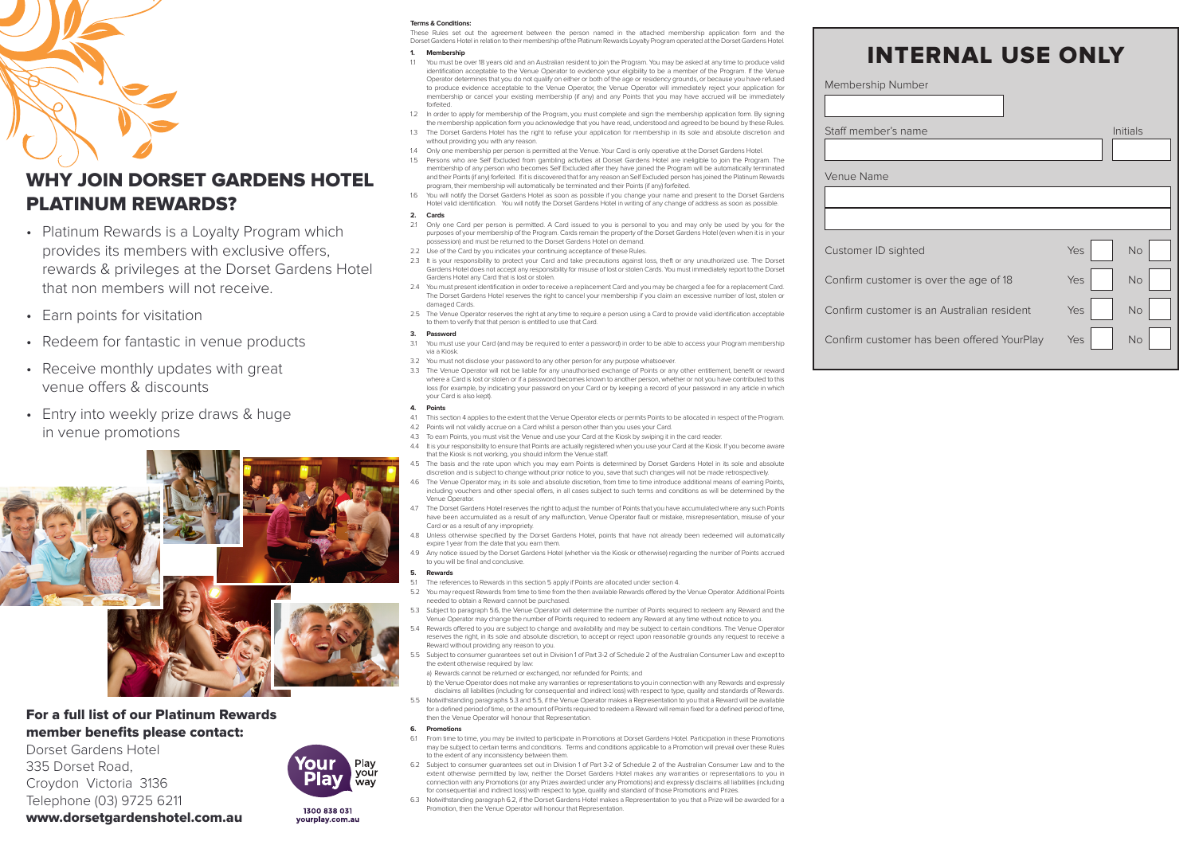# WHY JOIN DORSET GARDENS HOTEL PLATINUM REWARDS?

- Platinum Rewards is a Loyalty Program which provides its members with exclusive offers, rewards & privileges at the Dorset Gardens Hotel that non members will not receive.
- Earn points for visitation
- Redeem for fantastic in venue products
- Receive monthly updates with great venue offers & discounts
- Entry into weekly prize draws & huge in venue promotions

## For a full list of our Platinum Rewards member benefits please contact:

Dorset Gardens Hotel
335 Dorset Road,
Croydon Victoria 3136
Telephone (03) 9725 6211
**www.dorsetgardenshotel.com.au**

Your Play — Play your way
1300 838 031
yourplay.com.au

**Terms & Conditions:**

These Rules set out the agreement between the person named in the attached membership application form and the Dorset Gardens Hotel in relation to their membership of the Platinum Rewards Loyalty Program operated at the Dorset Gardens Hotel.

**1. Membership**

1.1 You must be over 18 years old and an Australian resident to join the Program. You may be asked at any time to produce valid identification acceptable to the Venue Operator to evidence your eligibility to be a member of the Program. If the Venue Operator determines that you do not qualify on either or both of the age or residency grounds, or because you have refused to produce evidence acceptable to the Venue Operator, the Venue Operator will immediately reject your application for membership or cancel your existing membership (if any) and any Points that you may have accrued will be immediately forfeited.

1.2 In order to apply for membership of the Program, you must complete and sign the membership application form. By signing the membership application form you acknowledge that you have read, understood and agreed to be bound by these Rules.

1.3 The Dorset Gardens Hotel has the right to refuse your application for membership in its sole and absolute discretion and without providing you with any reason.

1.4 Only one membership per person is permitted at the Venue. Your Card is only operative at the Dorset Gardens Hotel.

1.5 Persons who are Self Excluded from gambling activities at Dorset Gardens Hotel are ineligible to join the Program. The membership of any person who becomes Self Excluded after they have joined the Program will be automatically terminated and their Points (if any) forfeited. If it is discovered that for any reason an Self Excluded person has joined the Platinum Rewards program, their membership will automatically be terminated and their Points (if any) forfeited.

1.6 You will notify the Dorset Gardens Hotel as soon as possible if you change your name and present to the Dorset Gardens Hotel valid identification. You will notify the Dorset Gardens Hotel in writing of any change of address as soon as possible.

**2. Cards**

2.1 Only one Card per person is permitted. A Card issued to you is personal to you and may only be used by you for the purposes of your membership of the Program. Cards remain the property of the Dorset Gardens Hotel (even when it is in your possession) and must be returned to the Dorset Gardens Hotel on demand.

2.2 Use of the Card by you indicates your continuing acceptance of these Rules.

2.3 It is your responsibility to protect your Card and take precautions against loss, theft or any unauthorized use. The Dorset Gardens Hotel does not accept any responsibility for misuse of lost or stolen Cards. You must immediately report to the Dorset Gardens Hotel any Card that is lost or stolen.

2.4 You must present identification in order to receive a replacement Card and you may be charged a fee for a replacement Card. The Dorset Gardens Hotel reserves the right to cancel your membership if you claim an excessive number of lost, stolen or damaged Cards.

2.5 The Venue Operator reserves the right at any time to require a person using a Card to provide valid identification acceptable to them to verify that that person is entitled to use that Card.

**3. Password**

3.1 You must use your Card (and may be required to enter a password) in order to be able to access your Program membership via a Kiosk.

3.2 You must not disclose your password to any other person for any purpose whatsoever.

3.3 The Venue Operator will not be liable for any unauthorised exchange of Points or any other entitlement, benefit or reward where a Card is lost or stolen or if a password becomes known to another person, whether or not you have contributed to this loss (for example, by indicating your password on your Card or by keeping a record of your password in any article in which your Card is also kept).

**4. Points**

4.1 This section 4 applies to the extent that the Venue Operator elects or permits Points to be allocated in respect of the Program.

4.2 Points will not validly accrue on a Card whilst a person other than you uses your Card.

4.3 To earn Points, you must visit the Venue and use your Card at the Kiosk by swiping it in the card reader.

4.4 It is your responsibility to ensure that Points are actually registered when you use your Card at the Kiosk. If you become aware that the Kiosk is not working, you should inform the Venue staff.

4.5 The basis and the rate upon which you may earn Points is determined by Dorset Gardens Hotel in its sole and absolute discretion and is subject to change without prior notice to you, save that such changes will not be made retrospectively.

4.6 The Venue Operator may, in its sole and absolute discretion, from time to time introduce additional means of earning Points, including vouchers and other special offers, in all cases subject to such terms and conditions as will be determined by the Venue Operator.

4.7 The Dorset Gardens Hotel reserves the right to adjust the number of Points that you have accumulated where any such Points have been accumulated as a result of any malfunction, Venue Operator fault or mistake, misrepresentation, misuse of your Card or as a result of any impropriety.

4.8 Unless otherwise specified by the Dorset Gardens Hotel, points that have not already been redeemed will automatically expire 1 year from the date that you earn them.

4.9 Any notice issued by the Dorset Gardens Hotel (whether via the Kiosk or otherwise) regarding the number of Points accrued to you will be final and conclusive.

**5. Rewards**

5.1 The references to Rewards in this section 5 apply if Points are allocated under section 4.

5.2 You may request Rewards from time to time from the then available Rewards offered by the Venue Operator. Additional Points needed to obtain a Reward cannot be purchased.

5.3 Subject to paragraph 5.6, the Venue Operator will determine the number of Points required to redeem any Reward and the Venue Operator may change the number of Points required to redeem any Reward at any time without notice to you.

5.4 Rewards offered to you are subject to change and availability and may be subject to certain conditions. The Venue Operator reserves the right, in its sole and absolute discretion, to accept or reject upon reasonable grounds any request to receive a Reward without providing any reason to you.

5.5 Subject to consumer guarantees set out in Division 1 of Part 3-2 of Schedule 2 of the Australian Consumer Law and except to the extent otherwise required by law:

a) Rewards cannot be returned or exchanged, nor refunded for Points; and

b) the Venue Operator does not make any warranties or representations to you in connection with any Rewards and expressly disclaims all liabilities (including for consequential and indirect loss) with respect to type, quality and standards of Rewards.

5.5 Notwithstanding paragraphs 5.3 and 5.5, if the Venue Operator makes a Representation to you that a Reward will be available for a defined period of time, or the amount of Points required to redeem a Reward will remain fixed for a defined period of time, then the Venue Operator will honour that Representation.

**6. Promotions**

6.1 From time to time, you may be invited to participate in Promotions at Dorset Gardens Hotel. Participation in these Promotions may be subject to certain terms and conditions. Terms and conditions applicable to a Promotion will prevail over these Rules to the extent of any inconsistency between them.

6.2 Subject to consumer guarantees set out in Division 1 of Part 3-2 of Schedule 2 of the Australian Consumer Law and to the extent otherwise permitted by law, neither the Dorset Gardens Hotel makes any warranties or representations to you in connection with any Promotions (or any Prizes awarded under any Promotions) and expressly disclaims all liabilities (including for consequential and indirect loss) with respect to type, quality and standard of those Promotions and Prizes.

6.3 Notwithstanding paragraph 6.2, if the Dorset Gardens Hotel makes a Representation to you that a Prize will be awarded for a Promotion, then the Venue Operator will honour that Representation.

# INTERNAL USE ONLY

Membership Number

Staff member's name — Initials

Venue Name

| | | |
|---|---|---|
| Customer ID sighted | Yes ☐ | No ☐ |
| Confirm customer is over the age of 18 | Yes ☐ | No ☐ |
| Confirm customer is an Australian resident | Yes ☐ | No ☐ |
| Confirm customer has been offered YourPlay | Yes ☐ | No ☐ |